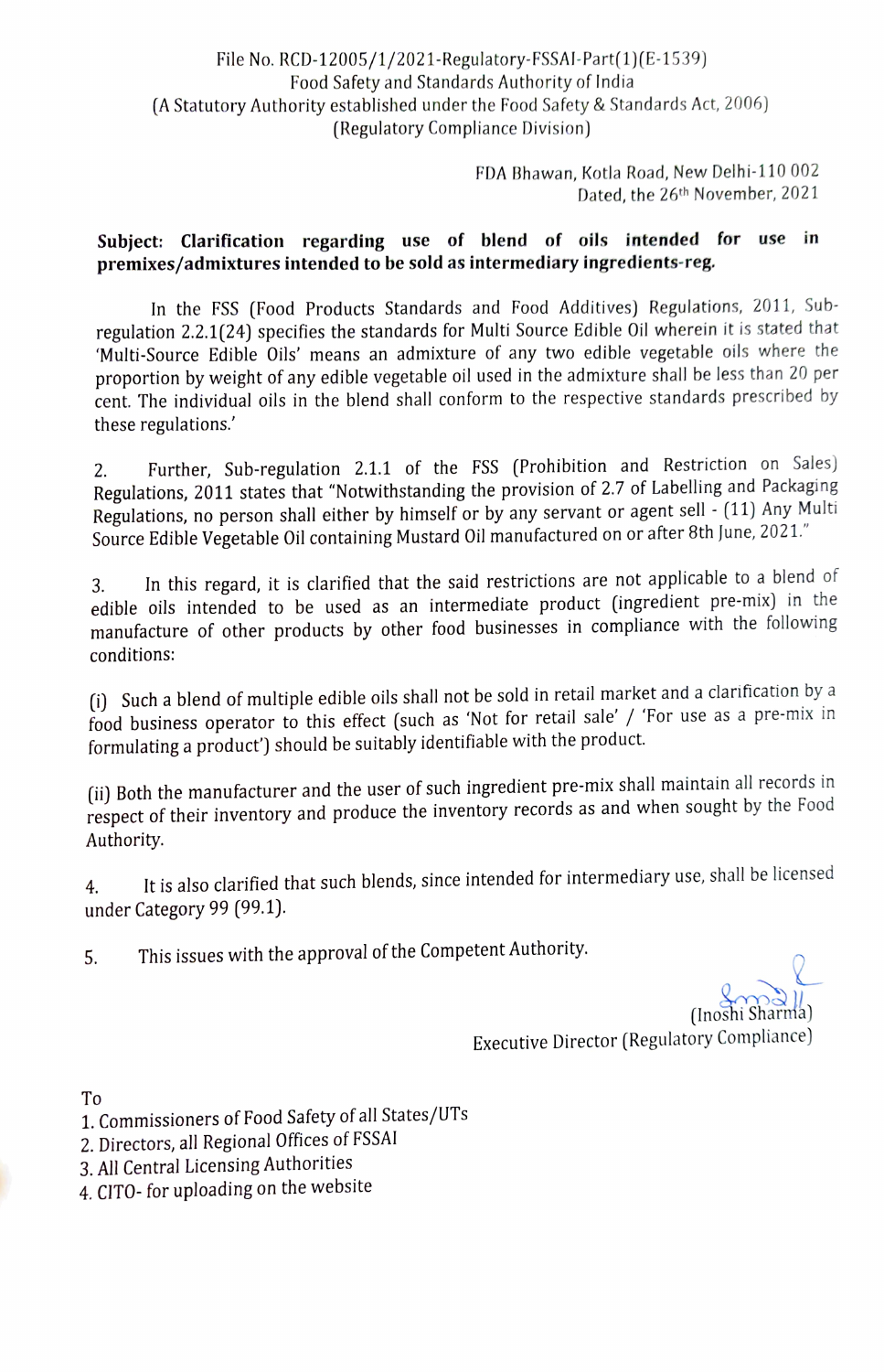File No. RCD-12005/1/2021-Regulatory-FSSAI-Part(1)(E-1539)
Food Safety and Standards Authority of India
(A Statutory Authority established under the Food Safety & Standards Act, 2006)
(Regulatory Compliance Division)

FDA Bhawan, Kotla Road, New Delhi-110 002
Dated, the 26th November, 2021

**Subject: Clarification regarding use of blend of oils intended for use in premixes/admixtures intended to be sold as intermediary ingredients-reg.**

In the FSS (Food Products Standards and Food Additives) Regulations, 2011, Sub-regulation 2.2.1(24) specifies the standards for Multi Source Edible Oil wherein it is stated that 'Multi-Source Edible Oils' means an admixture of any two edible vegetable oils where the proportion by weight of any edible vegetable oil used in the admixture shall be less than 20 per cent. The individual oils in the blend shall conform to the respective standards prescribed by these regulations.'

2. Further, Sub-regulation 2.1.1 of the FSS (Prohibition and Restriction on Sales) Regulations, 2011 states that "Notwithstanding the provision of 2.7 of Labelling and Packaging Regulations, no person shall either by himself or by any servant or agent sell - (11) Any Multi Source Edible Vegetable Oil containing Mustard Oil manufactured on or after 8th June, 2021."

3. In this regard, it is clarified that the said restrictions are not applicable to a blend of edible oils intended to be used as an intermediate product (ingredient pre-mix) in the manufacture of other products by other food businesses in compliance with the following conditions:

(i) Such a blend of multiple edible oils shall not be sold in retail market and a clarification by a food business operator to this effect (such as 'Not for retail sale' / 'For use as a pre-mix in formulating a product') should be suitably identifiable with the product.

(ii) Both the manufacturer and the user of such ingredient pre-mix shall maintain all records in respect of their inventory and produce the inventory records as and when sought by the Food Authority.

4. It is also clarified that such blends, since intended for intermediary use, shall be licensed under Category 99 (99.1).

5. This issues with the approval of the Competent Authority.

(Inoshi Sharma)
Executive Director (Regulatory Compliance)

To

1. Commissioners of Food Safety of all States/UTs
2. Directors, all Regional Offices of FSSAI
3. All Central Licensing Authorities
4. CITO- for uploading on the website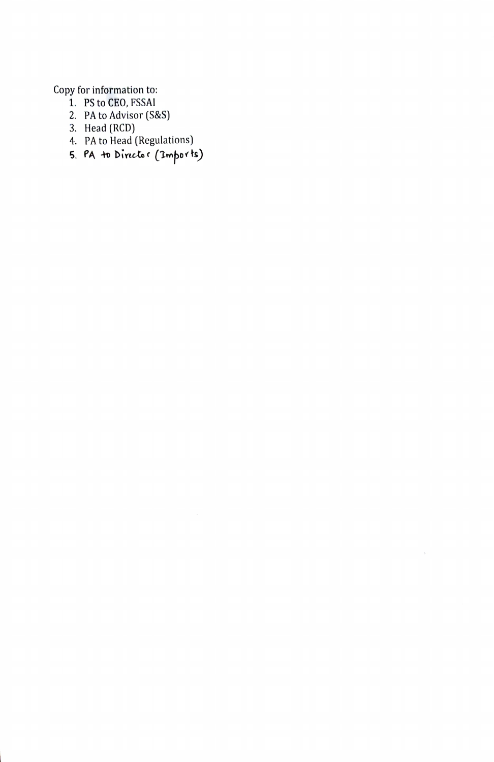Copy for information to:

1. PS to CEO, FSSAI
2. PA to Advisor (S&S)
3. Head (RCD)
4. PA to Head (Regulations)
5. PA to Director (Imports)